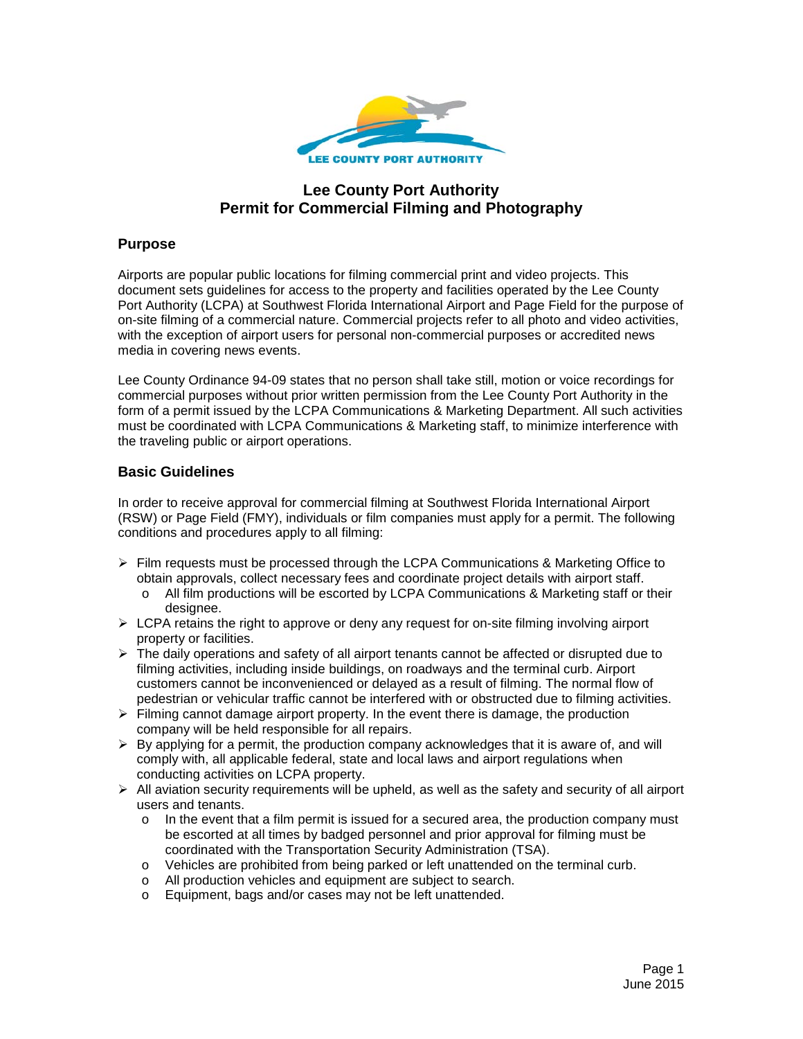LEE COUNTY PORT AUTHORITY

# Lee County Port Authority
# Permit for Commercial Filming and Photography

## Purpose

Airports are popular public locations for filming commercial print and video projects. This document sets guidelines for access to the property and facilities operated by the Lee County Port Authority (LCPA) at Southwest Florida International Airport and Page Field for the purpose of on-site filming of a commercial nature. Commercial projects refer to all photo and video activities, with the exception of airport users for personal non-commercial purposes or accredited news media in covering news events.

Lee County Ordinance 94-09 states that no person shall take still, motion or voice recordings for commercial purposes without prior written permission from the Lee County Port Authority in the form of a permit issued by the LCPA Communications & Marketing Department. All such activities must be coordinated with LCPA Communications & Marketing staff, to minimize interference with the traveling public or airport operations.

## Basic Guidelines

In order to receive approval for commercial filming at Southwest Florida International Airport (RSW) or Page Field (FMY), individuals or film companies must apply for a permit. The following conditions and procedures apply to all filming:

- Film requests must be processed through the LCPA Communications & Marketing Office to obtain approvals, collect necessary fees and coordinate project details with airport staff.
  - All film productions will be escorted by LCPA Communications & Marketing staff or their designee.
- LCPA retains the right to approve or deny any request for on-site filming involving airport property or facilities.
- The daily operations and safety of all airport tenants cannot be affected or disrupted due to filming activities, including inside buildings, on roadways and the terminal curb. Airport customers cannot be inconvenienced or delayed as a result of filming. The normal flow of pedestrian or vehicular traffic cannot be interfered with or obstructed due to filming activities.
- Filming cannot damage airport property. In the event there is damage, the production company will be held responsible for all repairs.
- By applying for a permit, the production company acknowledges that it is aware of, and will comply with, all applicable federal, state and local laws and airport regulations when conducting activities on LCPA property.
- All aviation security requirements will be upheld, as well as the safety and security of all airport users and tenants.
  - In the event that a film permit is issued for a secured area, the production company must be escorted at all times by badged personnel and prior approval for filming must be coordinated with the Transportation Security Administration (TSA).
  - Vehicles are prohibited from being parked or left unattended on the terminal curb.
  - All production vehicles and equipment are subject to search.
  - Equipment, bags and/or cases may not be left unattended.

June 2015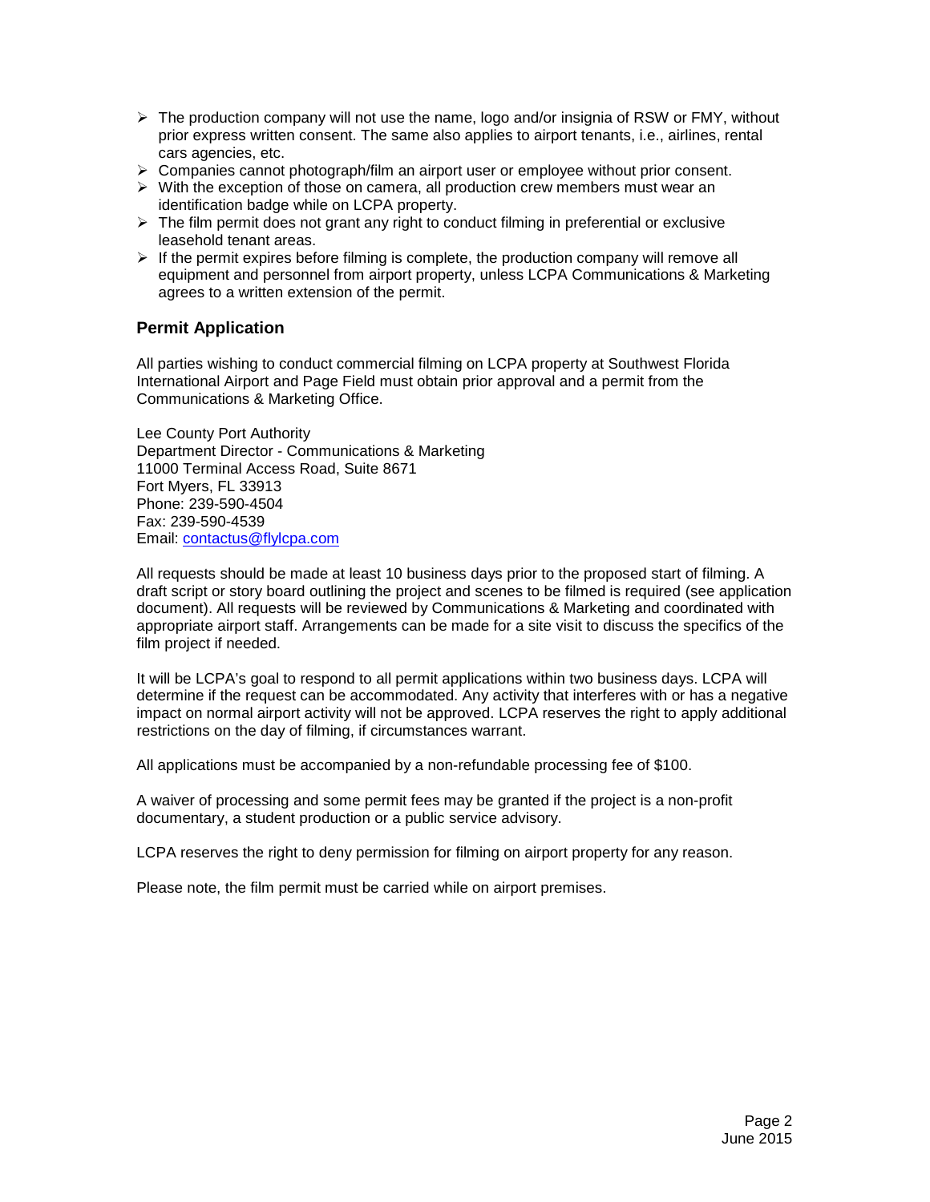- The production company will not use the name, logo and/or insignia of RSW or FMY, without prior express written consent. The same also applies to airport tenants, i.e., airlines, rental cars agencies, etc.
- Companies cannot photograph/film an airport user or employee without prior consent.
- With the exception of those on camera, all production crew members must wear an identification badge while on LCPA property.
- The film permit does not grant any right to conduct filming in preferential or exclusive leasehold tenant areas.
- If the permit expires before filming is complete, the production company will remove all equipment and personnel from airport property, unless LCPA Communications & Marketing agrees to a written extension of the permit.

### Permit Application

All parties wishing to conduct commercial filming on LCPA property at Southwest Florida International Airport and Page Field must obtain prior approval and a permit from the Communications & Marketing Office.

Lee County Port Authority
Department Director - Communications & Marketing
11000 Terminal Access Road, Suite 8671
Fort Myers, FL 33913
Phone: 239-590-4504
Fax: 239-590-4539
Email: contactus@flylcpa.com

All requests should be made at least 10 business days prior to the proposed start of filming. A draft script or story board outlining the project and scenes to be filmed is required (see application document). All requests will be reviewed by Communications & Marketing and coordinated with appropriate airport staff. Arrangements can be made for a site visit to discuss the specifics of the film project if needed.

It will be LCPA's goal to respond to all permit applications within two business days. LCPA will determine if the request can be accommodated. Any activity that interferes with or has a negative impact on normal airport activity will not be approved. LCPA reserves the right to apply additional restrictions on the day of filming, if circumstances warrant.

All applications must be accompanied by a non-refundable processing fee of $100.

A waiver of processing and some permit fees may be granted if the project is a non-profit documentary, a student production or a public service advisory.

LCPA reserves the right to deny permission for filming on airport property for any reason.

Please note, the film permit must be carried while on airport premises.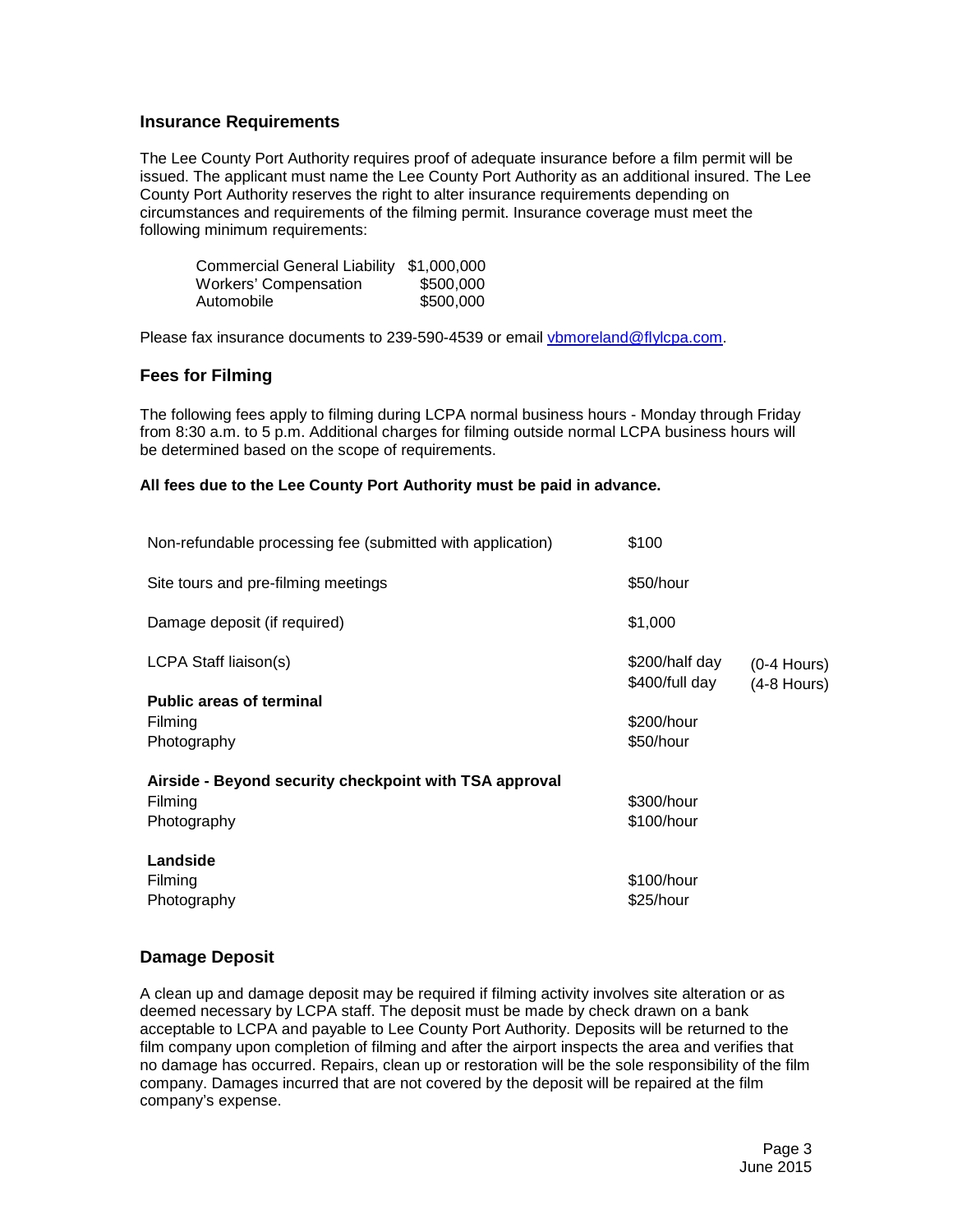## Insurance Requirements

The Lee County Port Authority requires proof of adequate insurance before a film permit will be issued. The applicant must name the Lee County Port Authority as an additional insured. The Lee County Port Authority reserves the right to alter insurance requirements depending on circumstances and requirements of the filming permit. Insurance coverage must meet the following minimum requirements:

| | |
|---|---|
| Commercial General Liability | $1,000,000 |
| Workers' Compensation | $500,000 |
| Automobile | $500,000 |

Please fax insurance documents to 239-590-4539 or email vbmoreland@flylcpa.com.

## Fees for Filming

The following fees apply to filming during LCPA normal business hours - Monday through Friday from 8:30 a.m. to 5 p.m. Additional charges for filming outside normal LCPA business hours will be determined based on the scope of requirements.

**All fees due to the Lee County Port Authority must be paid in advance.**

| | | |
|---|---|---|
| Non-refundable processing fee (submitted with application) | $100 | |
| Site tours and pre-filming meetings | $50/hour | |
| Damage deposit (if required) | $1,000 | |
| LCPA Staff liaison(s) | $200/half day | (0-4 Hours) |
| | $400/full day | (4-8 Hours) |
| **Public areas of terminal** | | |
| Filming | $200/hour | |
| Photography | $50/hour | |
| **Airside - Beyond security checkpoint with TSA approval** | | |
| Filming | $300/hour | |
| Photography | $100/hour | |
| **Landside** | | |
| Filming | $100/hour | |
| Photography | $25/hour | |

## Damage Deposit

A clean up and damage deposit may be required if filming activity involves site alteration or as deemed necessary by LCPA staff. The deposit must be made by check drawn on a bank acceptable to LCPA and payable to Lee County Port Authority. Deposits will be returned to the film company upon completion of filming and after the airport inspects the area and verifies that no damage has occurred. Repairs, clean up or restoration will be the sole responsibility of the film company. Damages incurred that are not covered by the deposit will be repaired at the film company's expense.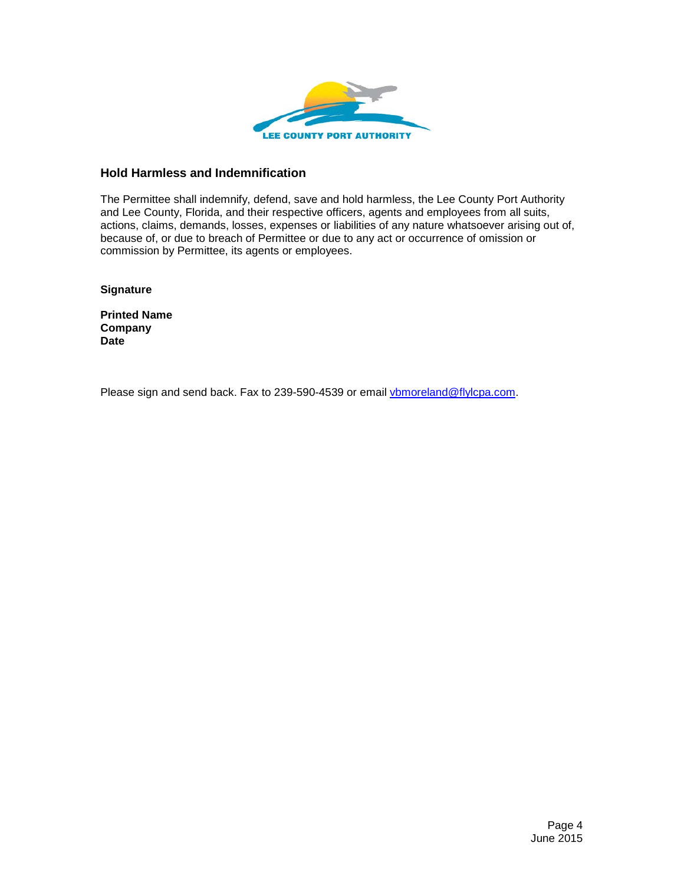## Hold Harmless and Indemnification

The Permittee shall indemnify, defend, save and hold harmless, the Lee County Port Authority and Lee County, Florida, and their respective officers, agents and employees from all suits, actions, claims, demands, losses, expenses or liabilities of any nature whatsoever arising out of, because of, or due to breach of Permittee or due to any act or occurrence of omission or commission by Permittee, its agents or employees.

**Signature**

**Printed Name**
**Company**
**Date**

Please sign and send back. Fax to 239-590-4539 or email vbmoreland@flylcpa.com.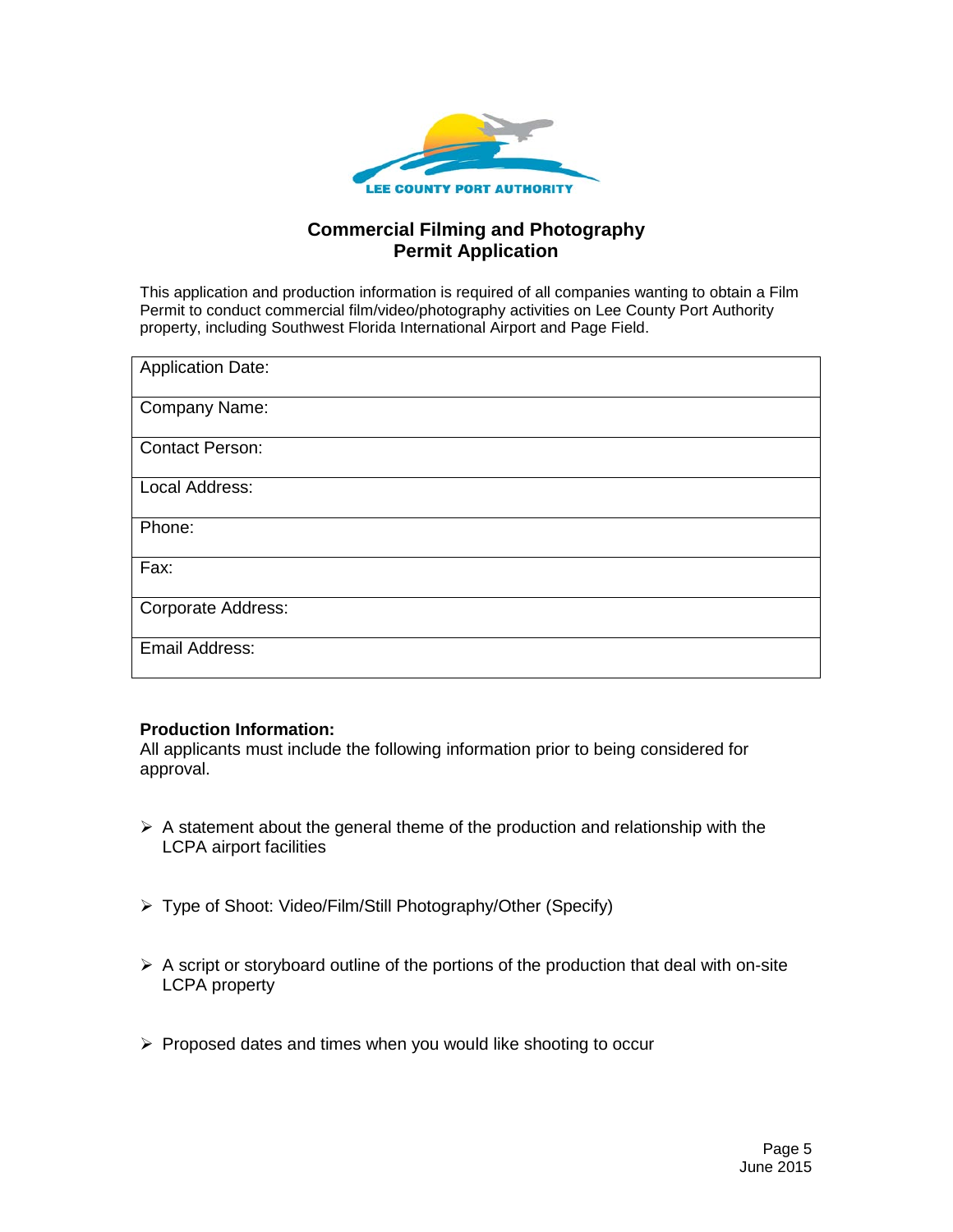LEE COUNTY PORT AUTHORITY

# Commercial Filming and Photography Permit Application

This application and production information is required of all companies wanting to obtain a Film Permit to conduct commercial film/video/photography activities on Lee County Port Authority property, including Southwest Florida International Airport and Page Field.

| Application Date: |
|---|
| Company Name: |
| Contact Person: |
| Local Address: |
| Phone: |
| Fax: |
| Corporate Address: |
| Email Address: |

**Production Information:**
All applicants must include the following information prior to being considered for approval.

- A statement about the general theme of the production and relationship with the LCPA airport facilities
- Type of Shoot: Video/Film/Still Photography/Other (Specify)
- A script or storyboard outline of the portions of the production that deal with on-site LCPA property
- Proposed dates and times when you would like shooting to occur

June 2015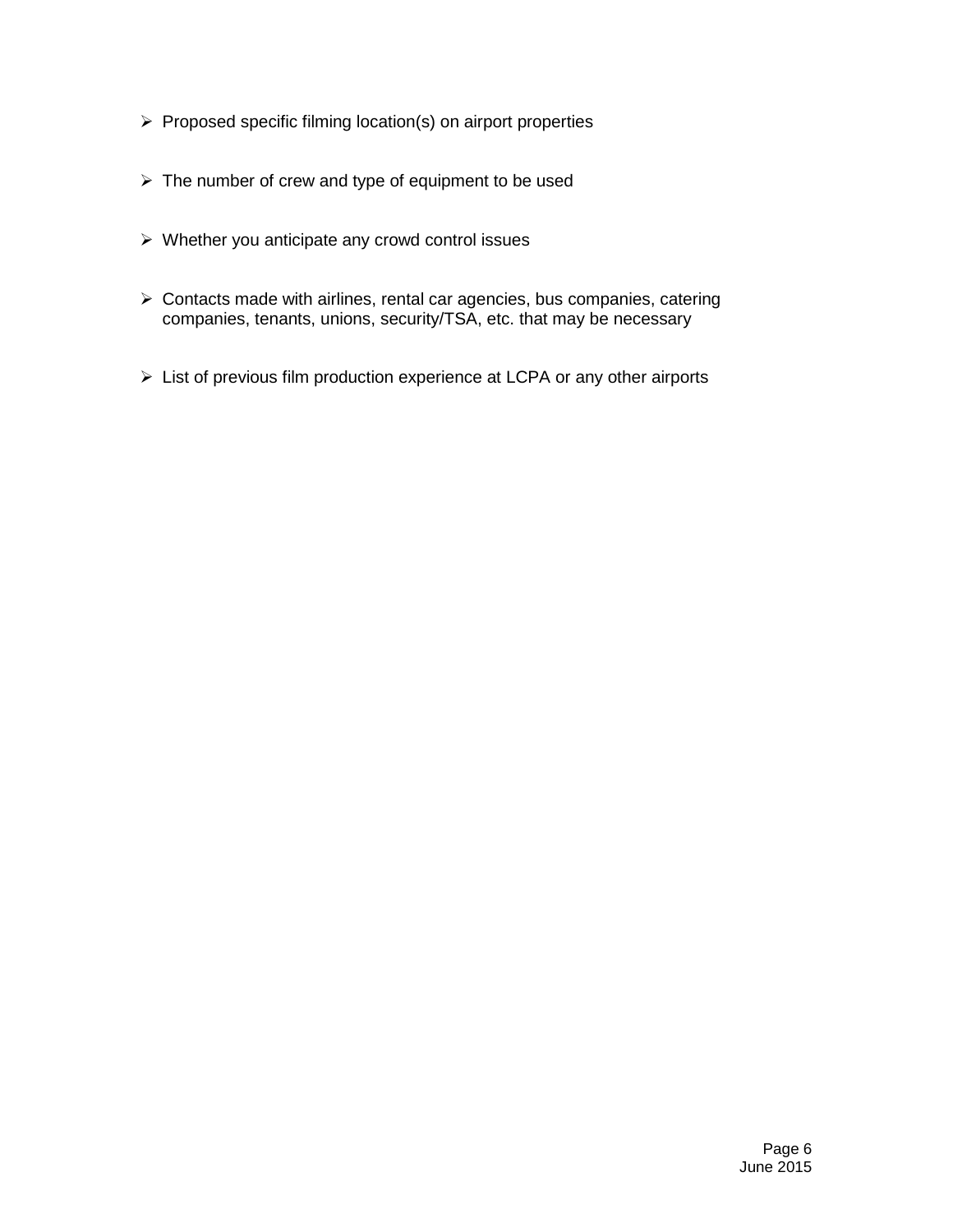- Proposed specific filming location(s) on airport properties
- The number of crew and type of equipment to be used
- Whether you anticipate any crowd control issues
- Contacts made with airlines, rental car agencies, bus companies, catering companies, tenants, unions, security/TSA, etc. that may be necessary
- List of previous film production experience at LCPA or any other airports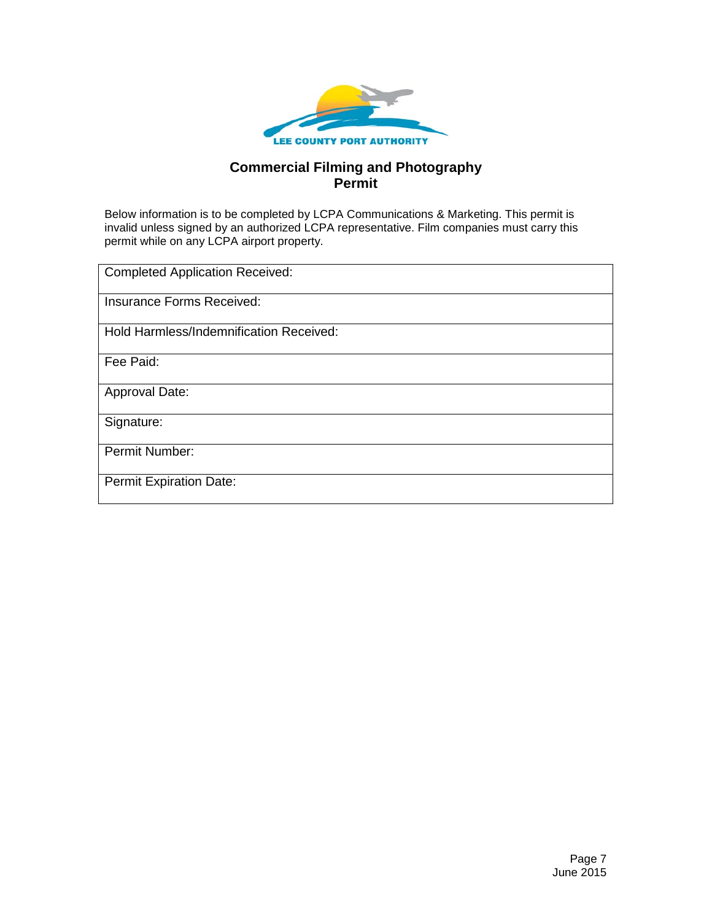LEE COUNTY PORT AUTHORITY

# Commercial Filming and Photography Permit

Below information is to be completed by LCPA Communications & Marketing. This permit is invalid unless signed by an authorized LCPA representative. Film companies must carry this permit while on any LCPA airport property.

| |
|---|
| Completed Application Received: |
| Insurance Forms Received: |
| Hold Harmless/Indemnification Received: |
| Fee Paid: |
| Approval Date: |
| Signature: |
| Permit Number: |
| Permit Expiration Date: |